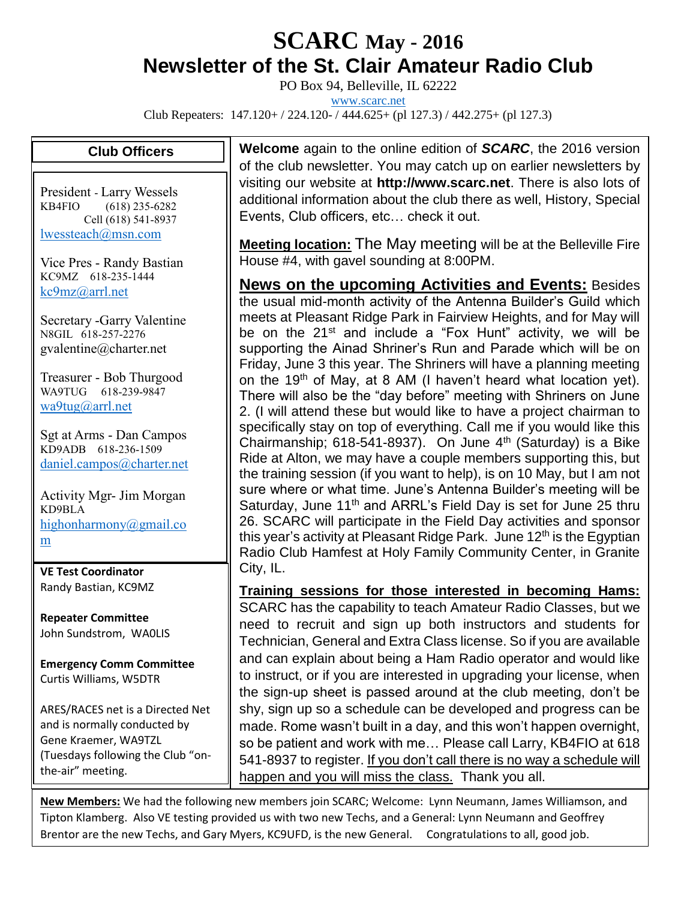# SCARC May - 2016

## Newsletter of the St. Clair Amateur Radio Club

PO Box 94, Belleville, IL 62222

www.scarc.net

Club Repeaters: 147.120+ / 224.120- / 444.625+ (pl 127.3) / 442.275+ (pl 127.3)

### Club Officers

President - Larry Wessels
KB4FIO (618) 235-6282
Cell (618) 541-8937
lwessteach@msn.com

Vice Pres - Randy Bastian
KC9MZ 618-235-1444
kc9mz@arrl.net

Secretary -Garry Valentine
N8GIL 618-257-2276
gvalentine@charter.net

Treasurer - Bob Thurgood
WA9TUG 618-239-9847
wa9tug@arrl.net

Sgt at Arms - Dan Campos
KD9ADB 618-236-1509
daniel.campos@charter.net

Activity Mgr- Jim Morgan
KD9BLA
highonharmony@gmail.com

**VE Test Coordinator**
Randy Bastian, KC9MZ

**Repeater Committee**
John Sundstrom, WA0LIS

**Emergency Comm Committee**
Curtis Williams, W5DTR

ARES/RACES net is a Directed Net and is normally conducted by Gene Kraemer, WA9TZL (Tuesdays following the Club "on-the-air" meeting.

**Welcome** again to the online edition of ***SCARC***, the 2016 version of the club newsletter. You may catch up on earlier newsletters by visiting our website at **http://www.scarc.net**. There is also lots of additional information about the club there as well, History, Special Events, Club officers, etc… check it out.

**Meeting location:** The May meeting will be at the Belleville Fire House #4, with gavel sounding at 8:00PM.

**News on the upcoming Activities and Events:** Besides the usual mid-month activity of the Antenna Builder's Guild which meets at Pleasant Ridge Park in Fairview Heights, and for May will be on the 21st and include a "Fox Hunt" activity, we will be supporting the Ainad Shriner's Run and Parade which will be on Friday, June 3 this year. The Shriners will have a planning meeting on the 19th of May, at 8 AM (I haven't heard what location yet). There will also be the "day before" meeting with Shriners on June 2. (I will attend these but would like to have a project chairman to specifically stay on top of everything. Call me if you would like this Chairmanship; 618-541-8937). On June 4th (Saturday) is a Bike Ride at Alton, we may have a couple members supporting this, but the training session (if you want to help), is on 10 May, but I am not sure where or what time. June's Antenna Builder's meeting will be Saturday, June 11th and ARRL's Field Day is set for June 25 thru 26. SCARC will participate in the Field Day activities and sponsor this year's activity at Pleasant Ridge Park. June 12th is the Egyptian Radio Club Hamfest at Holy Family Community Center, in Granite City, IL.

**Training sessions for those interested in becoming Hams:** SCARC has the capability to teach Amateur Radio Classes, but we need to recruit and sign up both instructors and students for Technician, General and Extra Class license. So if you are available and can explain about being a Ham Radio operator and would like to instruct, or if you are interested in upgrading your license, when the sign-up sheet is passed around at the club meeting, don't be shy, sign up so a schedule can be developed and progress can be made. Rome wasn't built in a day, and this won't happen overnight, so be patient and work with me… Please call Larry, KB4FIO at 618 541-8937 to register. If you don't call there is no way a schedule will happen and you will miss the class. Thank you all.

**New Members:** We had the following new members join SCARC; Welcome: Lynn Neumann, James Williamson, and Tipton Klamberg. Also VE testing provided us with two new Techs, and a General: Lynn Neumann and Geoffrey Brentor are the new Techs, and Gary Myers, KC9UFD, is the new General. Congratulations to all, good job.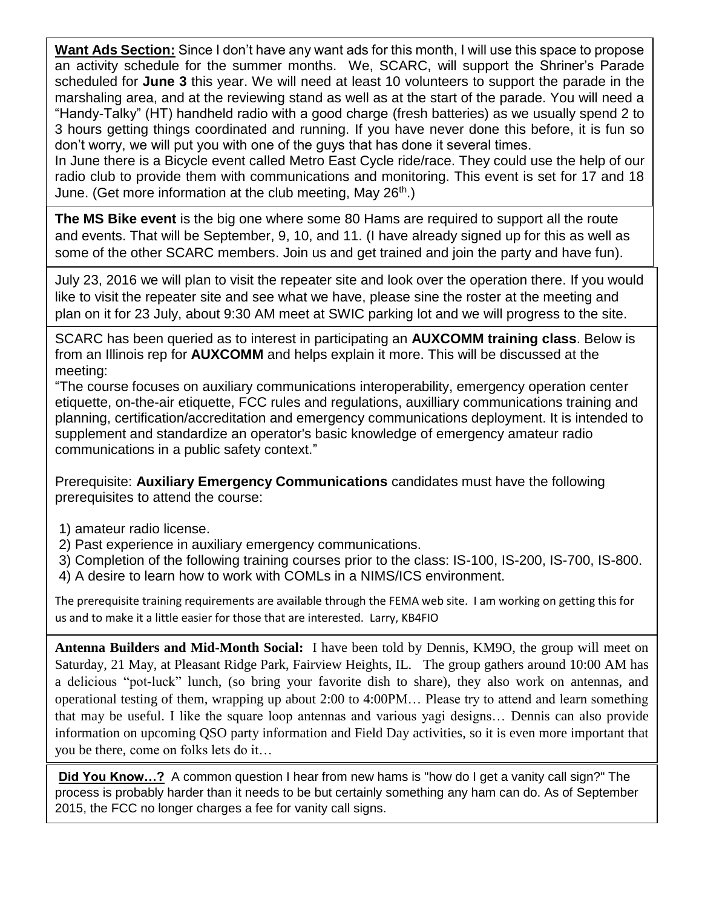**Want Ads Section:** Since I don't have any want ads for this month, I will use this space to propose an activity schedule for the summer months. We, SCARC, will support the Shriner's Parade scheduled for **June 3** this year. We will need at least 10 volunteers to support the parade in the marshaling area, and at the reviewing stand as well as at the start of the parade. You will need a "Handy-Talky" (HT) handheld radio with a good charge (fresh batteries) as we usually spend 2 to 3 hours getting things coordinated and running. If you have never done this before, it is fun so don't worry, we will put you with one of the guys that has done it several times.

In June there is a Bicycle event called Metro East Cycle ride/race. They could use the help of our radio club to provide them with communications and monitoring. This event is set for 17 and 18 June. (Get more information at the club meeting, May 26th.)

**The MS Bike event** is the big one where some 80 Hams are required to support all the route and events. That will be September, 9, 10, and 11. (I have already signed up for this as well as some of the other SCARC members. Join us and get trained and join the party and have fun).

July 23, 2016 we will plan to visit the repeater site and look over the operation there. If you would like to visit the repeater site and see what we have, please sine the roster at the meeting and plan on it for 23 July, about 9:30 AM meet at SWIC parking lot and we will progress to the site.

SCARC has been queried as to interest in participating an **AUXCOMM training class**. Below is from an Illinois rep for **AUXCOMM** and helps explain it more. This will be discussed at the meeting:

"The course focuses on auxiliary communications interoperability, emergency operation center etiquette, on-the-air etiquette, FCC rules and regulations, auxilliary communications training and planning, certification/accreditation and emergency communications deployment. It is intended to supplement and standardize an operator's basic knowledge of emergency amateur radio communications in a public safety context."

Prerequisite: **Auxiliary Emergency Communications** candidates must have the following prerequisites to attend the course:

1) amateur radio license.
2) Past experience in auxiliary emergency communications.
3) Completion of the following training courses prior to the class: IS-100, IS-200, IS-700, IS-800.
4) A desire to learn how to work with COMLs in a NIMS/ICS environment.

The prerequisite training requirements are available through the FEMA web site. I am working on getting this for us and to make it a little easier for those that are interested. Larry, KB4FIO

**Antenna Builders and Mid-Month Social:** I have been told by Dennis, KM9O, the group will meet on Saturday, 21 May, at Pleasant Ridge Park, Fairview Heights, IL. The group gathers around 10:00 AM has a delicious "pot-luck" lunch, (so bring your favorite dish to share), they also work on antennas, and operational testing of them, wrapping up about 2:00 to 4:00PM… Please try to attend and learn something that may be useful. I like the square loop antennas and various yagi designs… Dennis can also provide information on upcoming QSO party information and Field Day activities, so it is even more important that you be there, come on folks lets do it…

**Did You Know…?** A common question I hear from new hams is "how do I get a vanity call sign?" The process is probably harder than it needs to be but certainly something any ham can do. As of September 2015, the FCC no longer charges a fee for vanity call signs.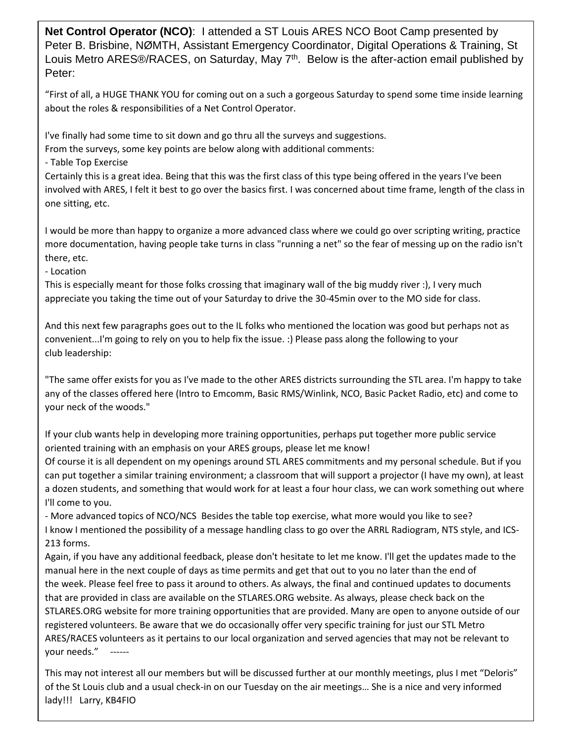**Net Control Operator (NCO)**: I attended a ST Louis ARES NCO Boot Camp presented by Peter B. Brisbine, NØMTH, Assistant Emergency Coordinator, Digital Operations & Training, St Louis Metro ARES®/RACES, on Saturday, May 7th. Below is the after-action email published by Peter:

"First of all, a HUGE THANK YOU for coming out on a such a gorgeous Saturday to spend some time inside learning about the roles & responsibilities of a Net Control Operator.

I've finally had some time to sit down and go thru all the surveys and suggestions.
From the surveys, some key points are below along with additional comments:
- Table Top Exercise
Certainly this is a great idea. Being that this was the first class of this type being offered in the years I've been involved with ARES, I felt it best to go over the basics first. I was concerned about time frame, length of the class in one sitting, etc.

I would be more than happy to organize a more advanced class where we could go over scripting writing, practice more documentation, having people take turns in class "running a net" so the fear of messing up on the radio isn't there, etc.
- Location
This is especially meant for those folks crossing that imaginary wall of the big muddy river :), I very much appreciate you taking the time out of your Saturday to drive the 30-45min over to the MO side for class.

And this next few paragraphs goes out to the IL folks who mentioned the location was good but perhaps not as convenient...I'm going to rely on you to help fix the issue. :) Please pass along the following to your club leadership:

"The same offer exists for you as I've made to the other ARES districts surrounding the STL area. I'm happy to take any of the classes offered here (Intro to Emcomm, Basic RMS/Winlink, NCO, Basic Packet Radio, etc) and come to your neck of the woods."

If your club wants help in developing more training opportunities, perhaps put together more public service oriented training with an emphasis on your ARES groups, please let me know!
Of course it is all dependent on my openings around STL ARES commitments and my personal schedule. But if you can put together a similar training environment; a classroom that will support a projector (I have my own), at least a dozen students, and something that would work for at least a four hour class, we can work something out where I'll come to you.
- More advanced topics of NCO/NCS Besides the table top exercise, what more would you like to see?
I know I mentioned the possibility of a message handling class to go over the ARRL Radiogram, NTS style, and ICS-213 forms.
Again, if you have any additional feedback, please don't hesitate to let me know. I'll get the updates made to the manual here in the next couple of days as time permits and get that out to you no later than the end of the week. Please feel free to pass it around to others. As always, the final and continued updates to documents that are provided in class are available on the STLARES.ORG website. As always, please check back on the STLARES.ORG website for more training opportunities that are provided. Many are open to anyone outside of our registered volunteers. Be aware that we do occasionally offer very specific training for just our STL Metro ARES/RACES volunteers as it pertains to our local organization and served agencies that may not be relevant to your needs." ------

This may not interest all our members but will be discussed further at our monthly meetings, plus I met "Deloris" of the St Louis club and a usual check-in on our Tuesday on the air meetings… She is a nice and very informed lady!!! Larry, KB4FIO